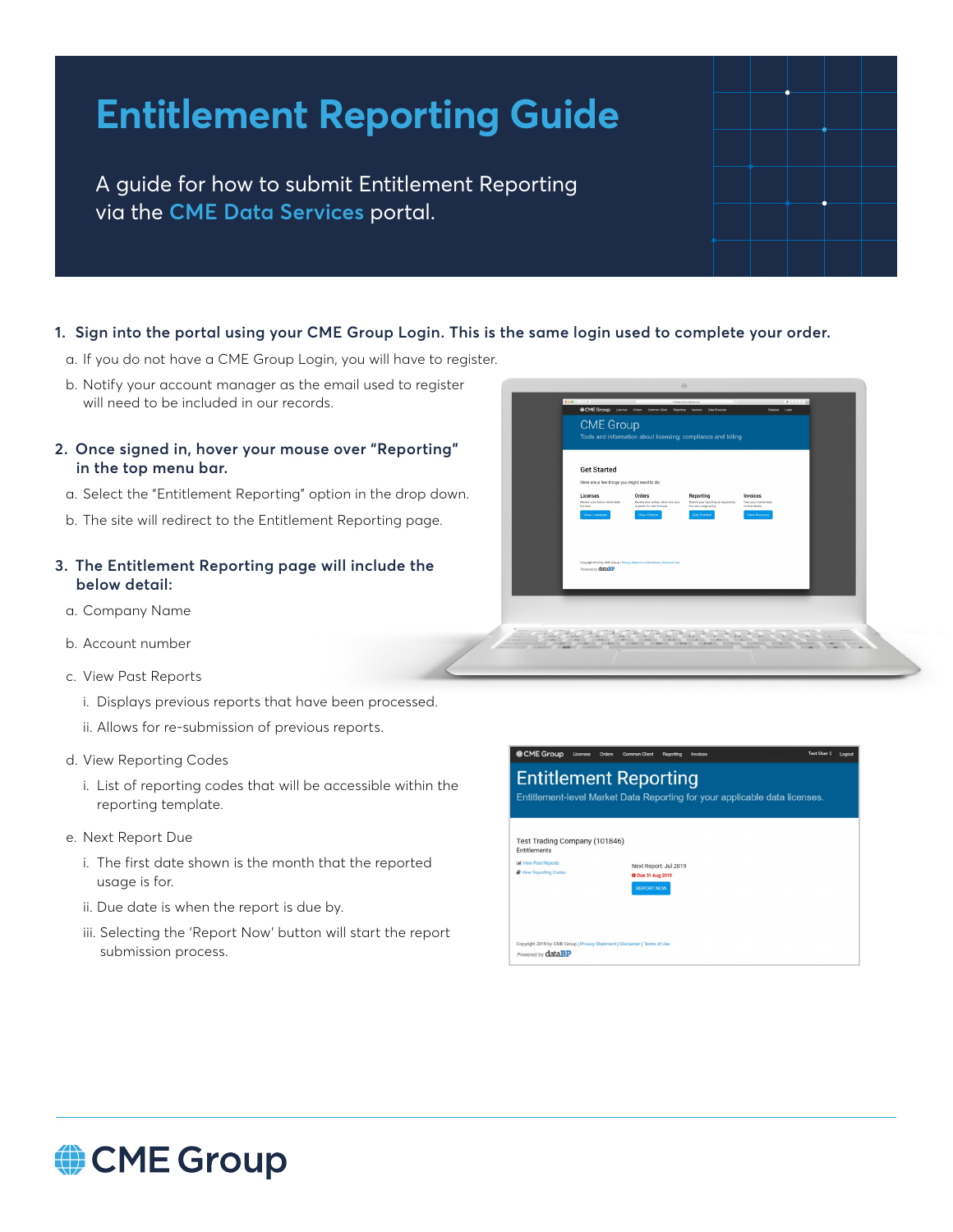# Entitlement Reporting Guide

A guide for how to submit Entitlement Reporting via the CME Data Services portal.

1. **Sign into the portal using your CME Group Login. This is the same login used to complete your order.**
   a. If you do not have a CME Group Login, you will have to register.
   b. Notify your account manager as the email used to register will need to be included in our records.

2. **Once signed in, hover your mouse over "Reporting" in the top menu bar.**
   a. Select the "Entitlement Reporting" option in the drop down.
   b. The site will redirect to the Entitlement Reporting page.

3. **The Entitlement Reporting page will include the below detail:**
   a. Company Name
   b. Account number
   c. View Past Reports
      i. Displays previous reports that have been processed.
      ii. Allows for re-submission of previous reports.
   d. View Reporting Codes
      i. List of reporting codes that will be accessible within the reporting template.
   e. Next Report Due
      i. The first date shown is the month that the reported usage is for.
      ii. Due date is when the report is due by.
      iii. Selecting the 'Report Now' button will start the report submission process.

CME Group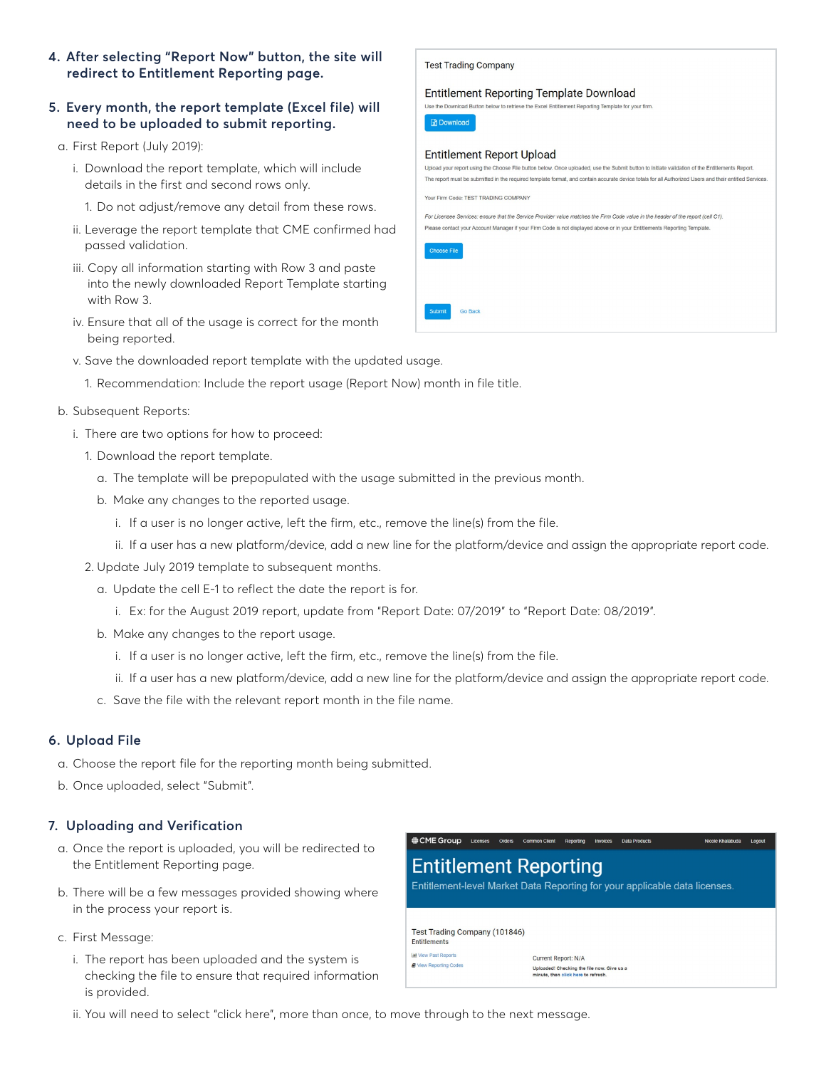4. **After selecting "Report Now" button, the site will redirect to Entitlement Reporting page.**

5. **Every month, the report template (Excel file) will need to be uploaded to submit reporting.**

   a. First Report (July 2019):

      i. Download the report template, which will include details in the first and second rows only.

         1. Do not adjust/remove any detail from these rows.

      ii. Leverage the report template that CME confirmed had passed validation.

      iii. Copy all information starting with Row 3 and paste into the newly downloaded Report Template starting with Row 3.

      iv. Ensure that all of the usage is correct for the month being reported.

      v. Save the downloaded report template with the updated usage.

         1. Recommendation: Include the report usage (Report Now) month in file title.

   b. Subsequent Reports:

      i. There are two options for how to proceed:

         1. Download the report template.

            a. The template will be prepopulated with the usage submitted in the previous month.

            b. Make any changes to the reported usage.

               i. If a user is no longer active, left the firm, etc., remove the line(s) from the file.

               ii. If a user has a new platform/device, add a new line for the platform/device and assign the appropriate report code.

         2. Update July 2019 template to subsequent months.

            a. Update the cell E-1 to reflect the date the report is for.

               i. Ex: for the August 2019 report, update from "Report Date: 07/2019" to "Report Date: 08/2019".

            b. Make any changes to the report usage.

               i. If a user is no longer active, left the firm, etc., remove the line(s) from the file.

               ii. If a user has a new platform/device, add a new line for the platform/device and assign the appropriate report code.

            c. Save the file with the relevant report month in the file name.

6. **Upload File**

   a. Choose the report file for the reporting month being submitted.

   b. Once uploaded, select "Submit".

7. **Uploading and Verification**

   a. Once the report is uploaded, you will be redirected to the Entitlement Reporting page.

   b. There will be a few messages provided showing where in the process your report is.

   c. First Message:

      i. The report has been uploaded and the system is checking the file to ensure that required information is provided.

      ii. You will need to select "click here", more than once, to move through to the next message.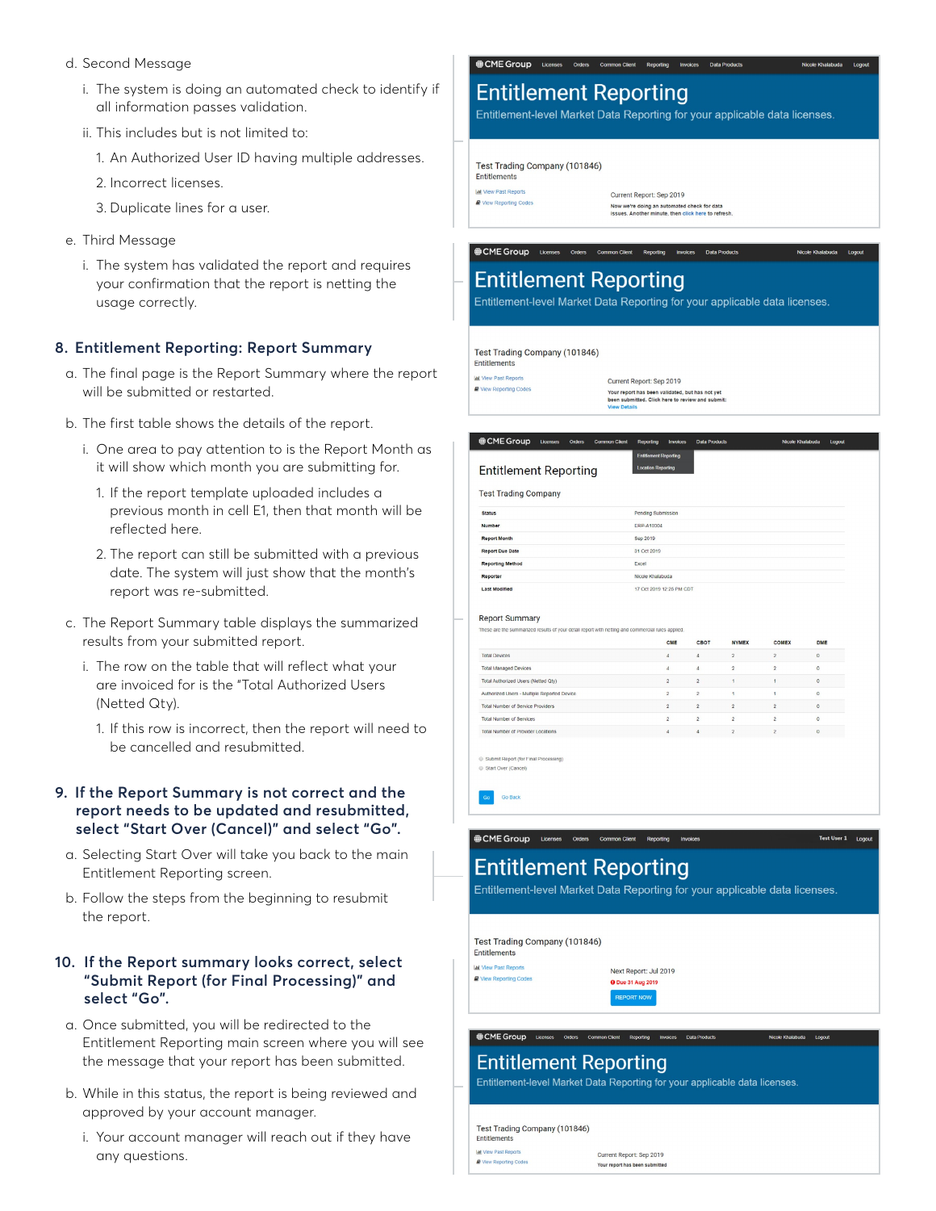d. Second Message

   i. The system is doing an automated check to identify if all information passes validation.

   ii. This includes but is not limited to:

      1. An Authorized User ID having multiple addresses.

      2. Incorrect licenses.

      3. Duplicate lines for a user.

e. Third Message

   i. The system has validated the report and requires your confirmation that the report is netting the usage correctly.

## 8. Entitlement Reporting: Report Summary

a. The final page is the Report Summary where the report will be submitted or restarted.

b. The first table shows the details of the report.

   i. One area to pay attention to is the Report Month as it will show which month you are submitting for.

      1. If the report template uploaded includes a previous month in cell E1, then that month will be reflected here.

      2. The report can still be submitted with a previous date. The system will just show that the month's report was re-submitted.

c. The Report Summary table displays the summarized results from your submitted report.

   i. The row on the table that will reflect what your are invoiced for is the "Total Authorized Users (Netted Qty).

      1. If this row is incorrect, then the report will need to be cancelled and resubmitted.

## 9. If the Report Summary is not correct and the report needs to be updated and resubmitted, select "Start Over (Cancel)" and select "Go".

a. Selecting Start Over will take you back to the main Entitlement Reporting screen.

b. Follow the steps from the beginning to resubmit the report.

## 10. If the Report summary looks correct, select "Submit Report (for Final Processing)" and select "Go".

a. Once submitted, you will be redirected to the Entitlement Reporting main screen where you will see the message that your report has been submitted.

b. While in this status, the report is being reviewed and approved by your account manager.

   i. Your account manager will reach out if they have any questions.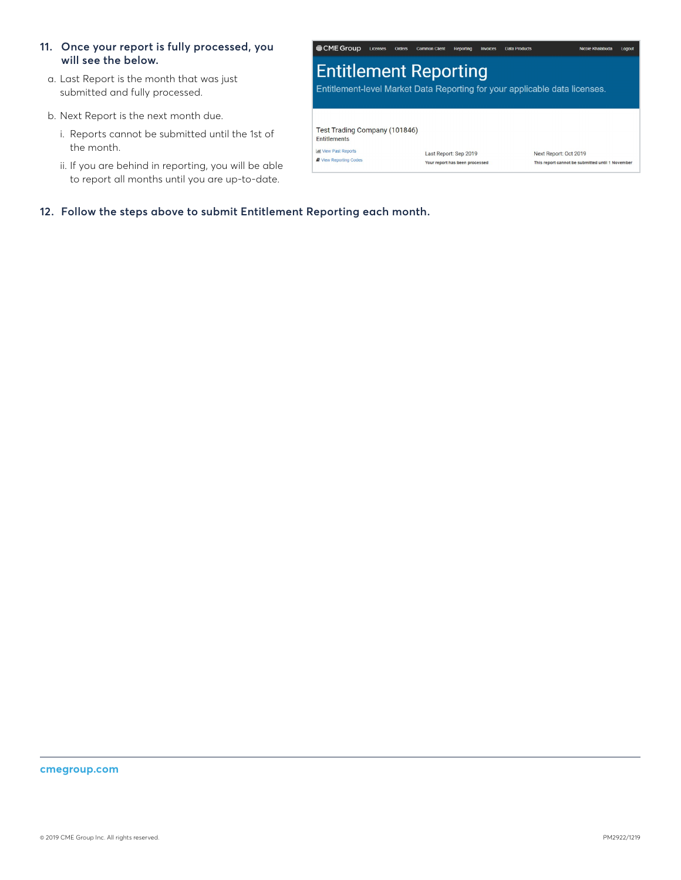11. **Once your report is fully processed, you will see the below.**

    a. Last Report is the month that was just submitted and fully processed.

    b. Next Report is the next month due.

       i. Reports cannot be submitted until the 1st of the month.

       ii. If you are behind in reporting, you will be able to report all months until you are up-to-date.

CME Group Licenses Orders Common Client Reporting Invoices Data Products Nicole Khalabuda Logout

Entitlement Reporting

Entitlement-level Market Data Reporting for your applicable data licenses.

Test Trading Company (101846)

Entitlements

View Past Reports

View Reporting Codes

Last Report: Sep 2019

Your report has been processed

Next Report: Oct 2019

This report cannot be submitted until 1 November

12. **Follow the steps above to submit Entitlement Reporting each month.**

cmegroup.com

© 2019 CME Group Inc. All rights reserved.

PM2922/1219